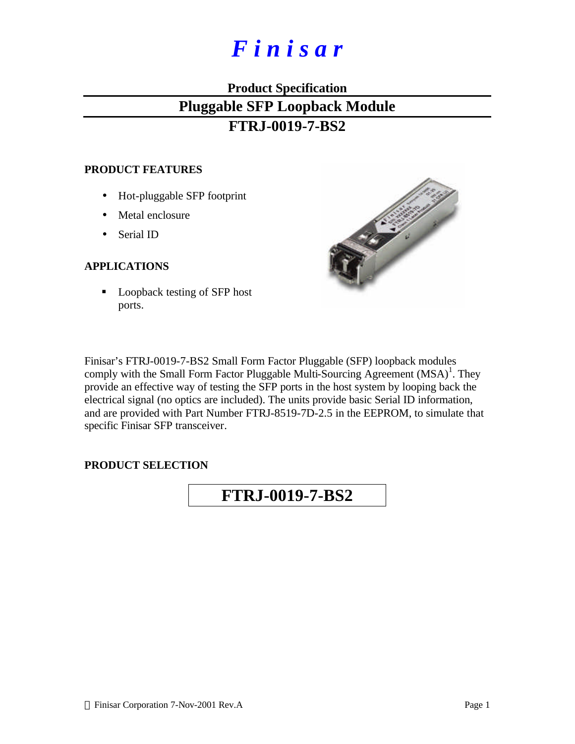# *Finisar*

## Product Specification

# Pluggable SFP Loopback Module

## FTRJ-0019-7-BS2

### PRODUCT FEATURES

- Hot-pluggable SFP footprint
- Metal enclosure
- Serial ID

### APPLICATIONS

- Loopback testing of SFP host ports.

Finisar's FTRJ-0019-7-BS2 Small Form Factor Pluggable (SFP) loopback modules comply with the Small Form Factor Pluggable Multi-Sourcing Agreement (MSA)[1]. They provide an effective way of testing the SFP ports in the host system by looping back the electrical signal (no optics are included). The units provide basic Serial ID information, and are provided with Part Number FTRJ-8519-7D-2.5 in the EEPROM, to simulate that specific Finisar SFP transceiver.

### PRODUCT SELECTION

**FTRJ-0019-7-BS2**

© Finisar Corporation 7-Nov-2001 Rev.A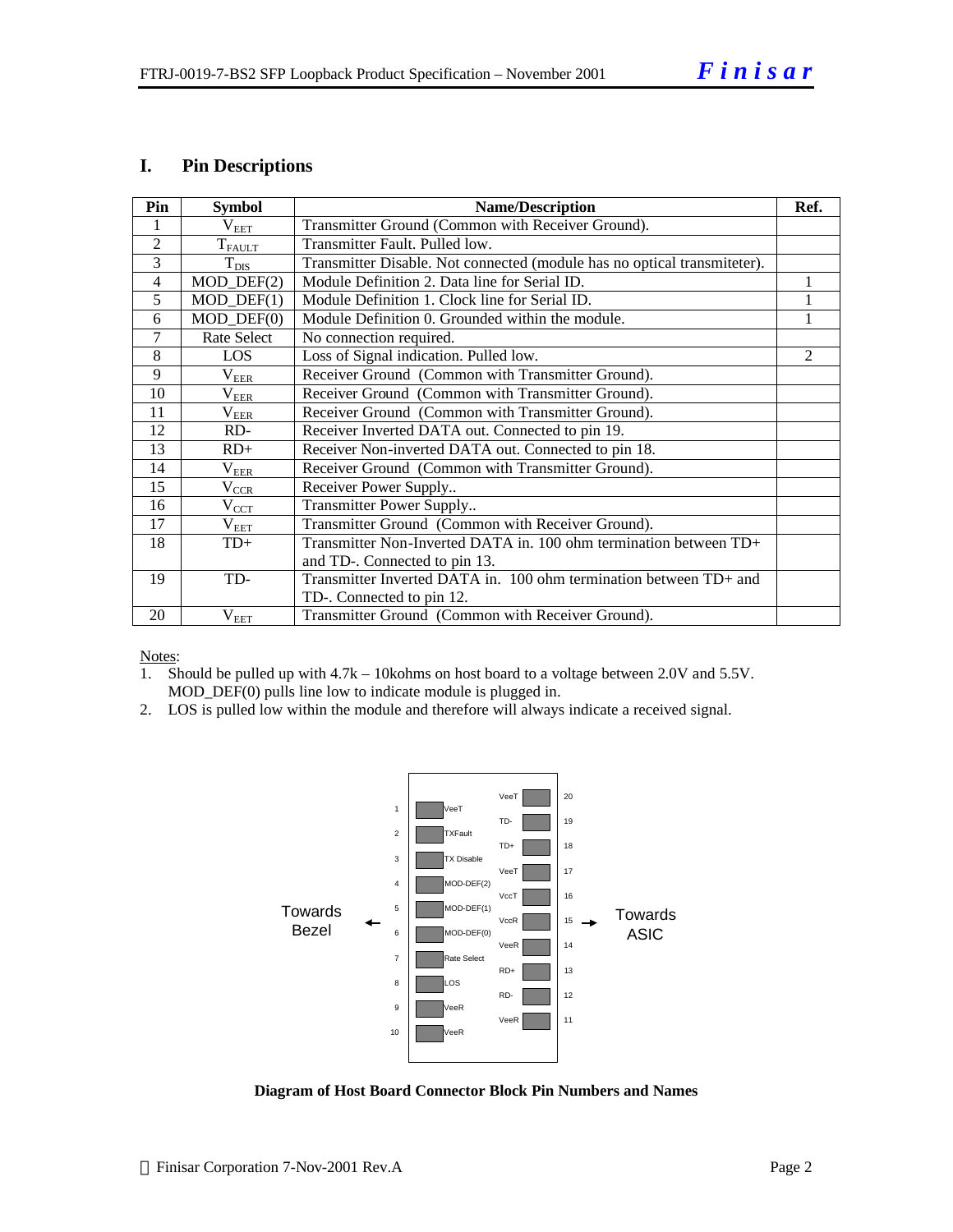## I. Pin Descriptions

| Pin | Symbol | Name/Description | Ref. |
|---|---|---|---|
| 1 | $V_{EET}$ | Transmitter Ground (Common with Receiver Ground). | |
| 2 | $T_{FAULT}$ | Transmitter Fault. Pulled low. | |
| 3 | $T_{DIS}$ | Transmitter Disable. Not connected (module has no optical transmiteter). | |
| 4 | MOD_DEF(2) | Module Definition 2. Data line for Serial ID. | 1 |
| 5 | MOD_DEF(1) | Module Definition 1. Clock line for Serial ID. | 1 |
| 6 | MOD_DEF(0) | Module Definition 0. Grounded within the module. | 1 |
| 7 | Rate Select | No connection required. | |
| 8 | LOS | Loss of Signal indication. Pulled low. | 2 |
| 9 | $V_{EER}$ | Receiver Ground (Common with Transmitter Ground). | |
| 10 | $V_{EER}$ | Receiver Ground (Common with Transmitter Ground). | |
| 11 | $V_{EER}$ | Receiver Ground (Common with Transmitter Ground). | |
| 12 | RD- | Receiver Inverted DATA out. Connected to pin 19. | |
| 13 | RD+ | Receiver Non-inverted DATA out. Connected to pin 18. | |
| 14 | $V_{EER}$ | Receiver Ground (Common with Transmitter Ground). | |
| 15 | $V_{CCR}$ | Receiver Power Supply.. | |
| 16 | $V_{CCT}$ | Transmitter Power Supply.. | |
| 17 | $V_{EET}$ | Transmitter Ground (Common with Receiver Ground). | |
| 18 | TD+ | Transmitter Non-Inverted DATA in. 100 ohm termination between TD+ and TD-. Connected to pin 13. | |
| 19 | TD- | Transmitter Inverted DATA in. 100 ohm termination between TD+ and TD-. Connected to pin 12. | |
| 20 | $V_{EET}$ | Transmitter Ground (Common with Receiver Ground). | |

Notes:
1. Should be pulled up with 4.7k – 10kohms on host board to a voltage between 2.0V and 5.5V. MOD_DEF(0) pulls line low to indicate module is plugged in.
2. LOS is pulled low within the module and therefore will always indicate a received signal.

| Pin | Name (Towards Bezel side) | | Pin | Name (Towards ASIC side) |
|---|---|---|---|---|
| 1 | VeeT | | 20 | VeeT |
| 2 | TXFault | | 19 | TD- |
| 3 | TX Disable | | 18 | TD+ |
| 4 | MOD-DEF(2) | | 17 | VeeT |
| 5 | MOD-DEF(1) | | 16 | VccT |
| 6 | MOD-DEF(0) | | 15 | VccR |
| 7 | Rate Select | | 14 | VeeR |
| 8 | LOS | | 13 | RD+ |
| 9 | VeeR | | 12 | RD- |
| 10 | VeeR | | 11 | VeeR |

**Diagram of Host Board Connector Block Pin Numbers and Names**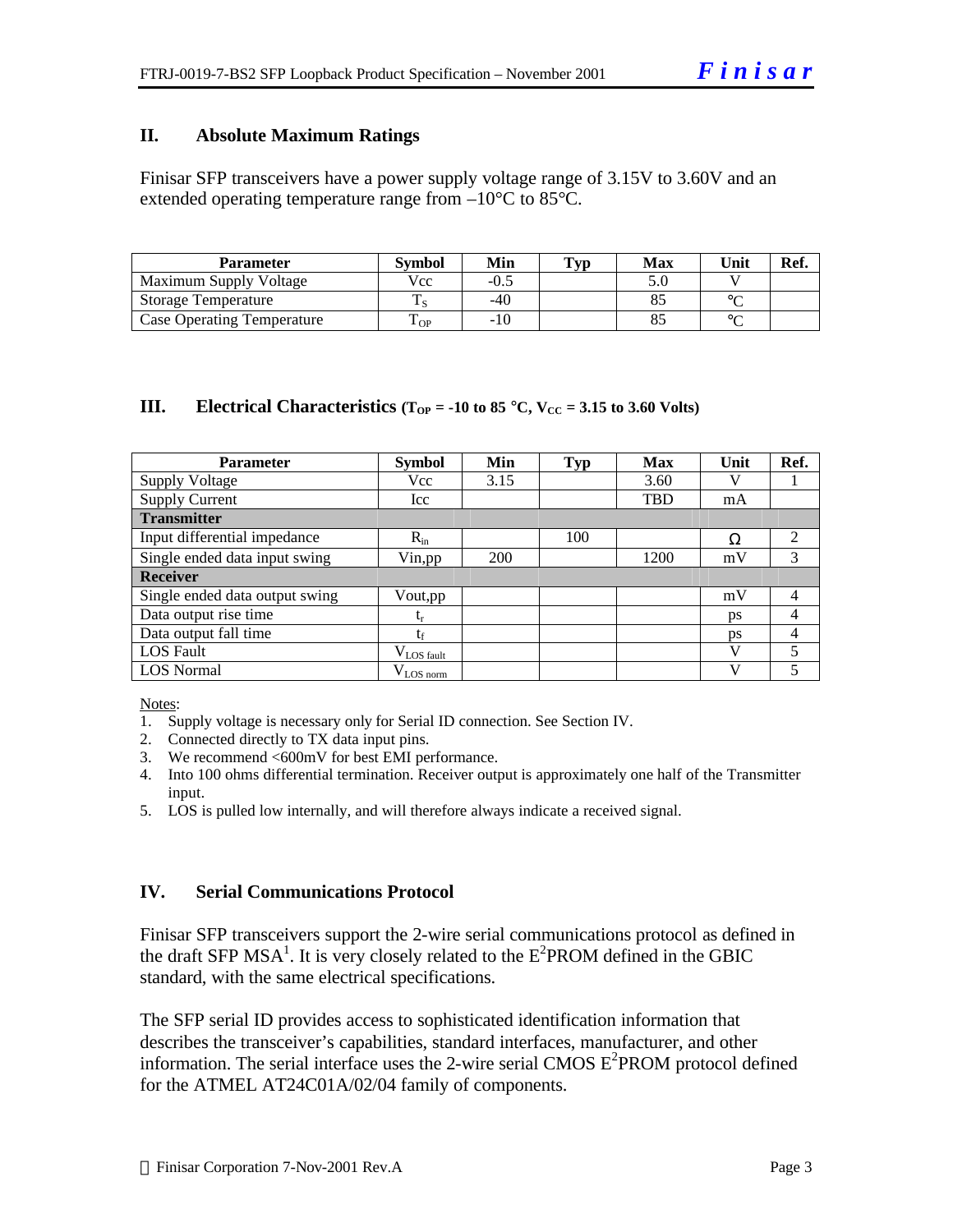## II. Absolute Maximum Ratings

Finisar SFP transceivers have a power supply voltage range of 3.15V to 3.60V and an extended operating temperature range from –10°C to 85°C.

| Parameter | Symbol | Min | Typ | Max | Unit | Ref. |
|---|---|---|---|---|---|---|
| Maximum Supply Voltage | Vcc | -0.5 | | 5.0 | V | |
| Storage Temperature | $T_S$ | -40 | | 85 | °C | |
| Case Operating Temperature | $T_{OP}$ | -10 | | 85 | °C | |

## III. Electrical Characteristics ($T_{OP}$ = -10 to 85 °C, $V_{CC}$ = 3.15 to 3.60 Volts)

| Parameter | Symbol | Min | Typ | Max | Unit | Ref. |
|---|---|---|---|---|---|---|
| Supply Voltage | Vcc | 3.15 | | 3.60 | V | 1 |
| Supply Current | Icc | | | TBD | mA | |
| **Transmitter** | | | | | | |
| Input differential impedance | $R_{in}$ | | 100 | | Ω | 2 |
| Single ended data input swing | Vin,pp | 200 | | 1200 | mV | 3 |
| **Receiver** | | | | | | |
| Single ended data output swing | Vout,pp | | | | mV | 4 |
| Data output rise time | $t_r$ | | | | ps | 4 |
| Data output fall time | $t_f$ | | | | ps | 4 |
| LOS Fault | $V_{LOS\ fault}$ | | | | V | 5 |
| LOS Normal | $V_{LOS\ norm}$ | | | | V | 5 |

Notes:

1. Supply voltage is necessary only for Serial ID connection. See Section IV.
2. Connected directly to TX data input pins.
3. We recommend <600mV for best EMI performance.
4. Into 100 ohms differential termination. Receiver output is approximately one half of the Transmitter input.
5. LOS is pulled low internally, and will therefore always indicate a received signal.

## IV. Serial Communications Protocol

Finisar SFP transceivers support the 2-wire serial communications protocol as defined in the draft SFP MSA[1]. It is very closely related to the $E^2$PROM defined in the GBIC standard, with the same electrical specifications.

The SFP serial ID provides access to sophisticated identification information that describes the transceiver's capabilities, standard interfaces, manufacturer, and other information. The serial interface uses the 2-wire serial CMOS $E^2$PROM protocol defined for the ATMEL AT24C01A/02/04 family of components.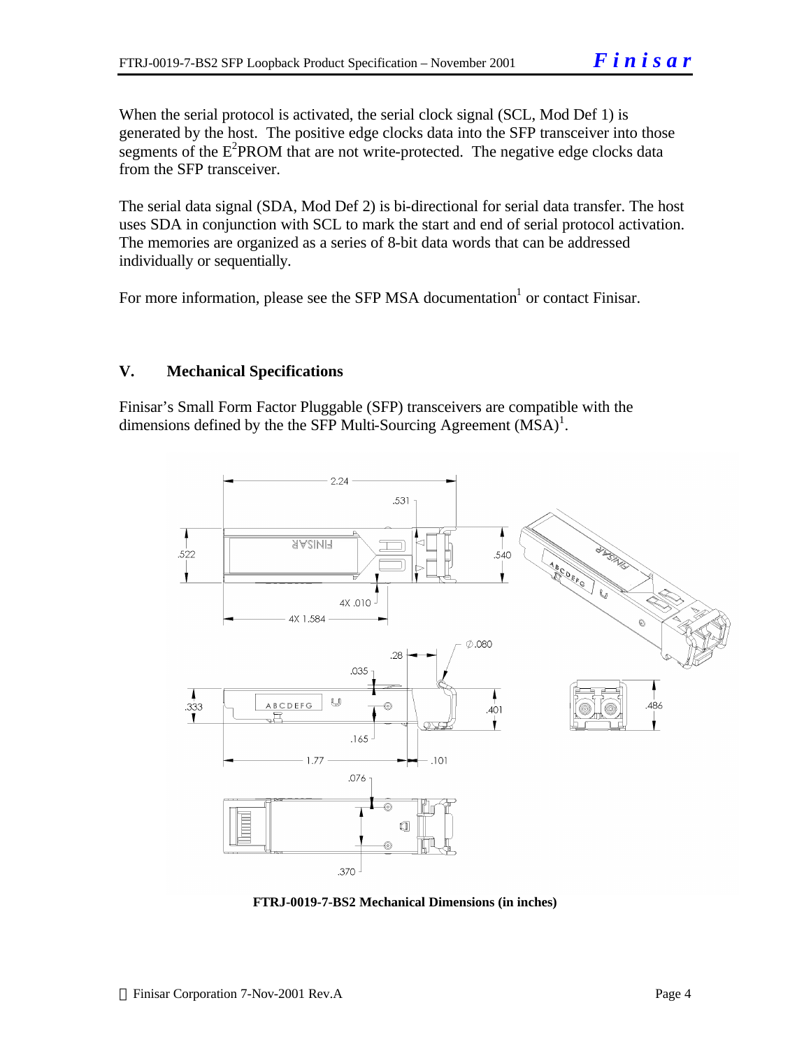When the serial protocol is activated, the serial clock signal (SCL, Mod Def 1) is generated by the host. The positive edge clocks data into the SFP transceiver into those segments of the $E^2$PROM that are not write-protected. The negative edge clocks data from the SFP transceiver.

The serial data signal (SDA, Mod Def 2) is bi-directional for serial data transfer. The host uses SDA in conjunction with SCL to mark the start and end of serial protocol activation. The memories are organized as a series of 8-bit data words that can be addressed individually or sequentially.

For more information, please see the SFP MSA documentation[1] or contact Finisar.

## V. Mechanical Specifications

Finisar's Small Form Factor Pluggable (SFP) transceivers are compatible with the dimensions defined by the the SFP Multi-Sourcing Agreement (MSA)[1].

**FTRJ-0019-7-BS2 Mechanical Dimensions (in inches)**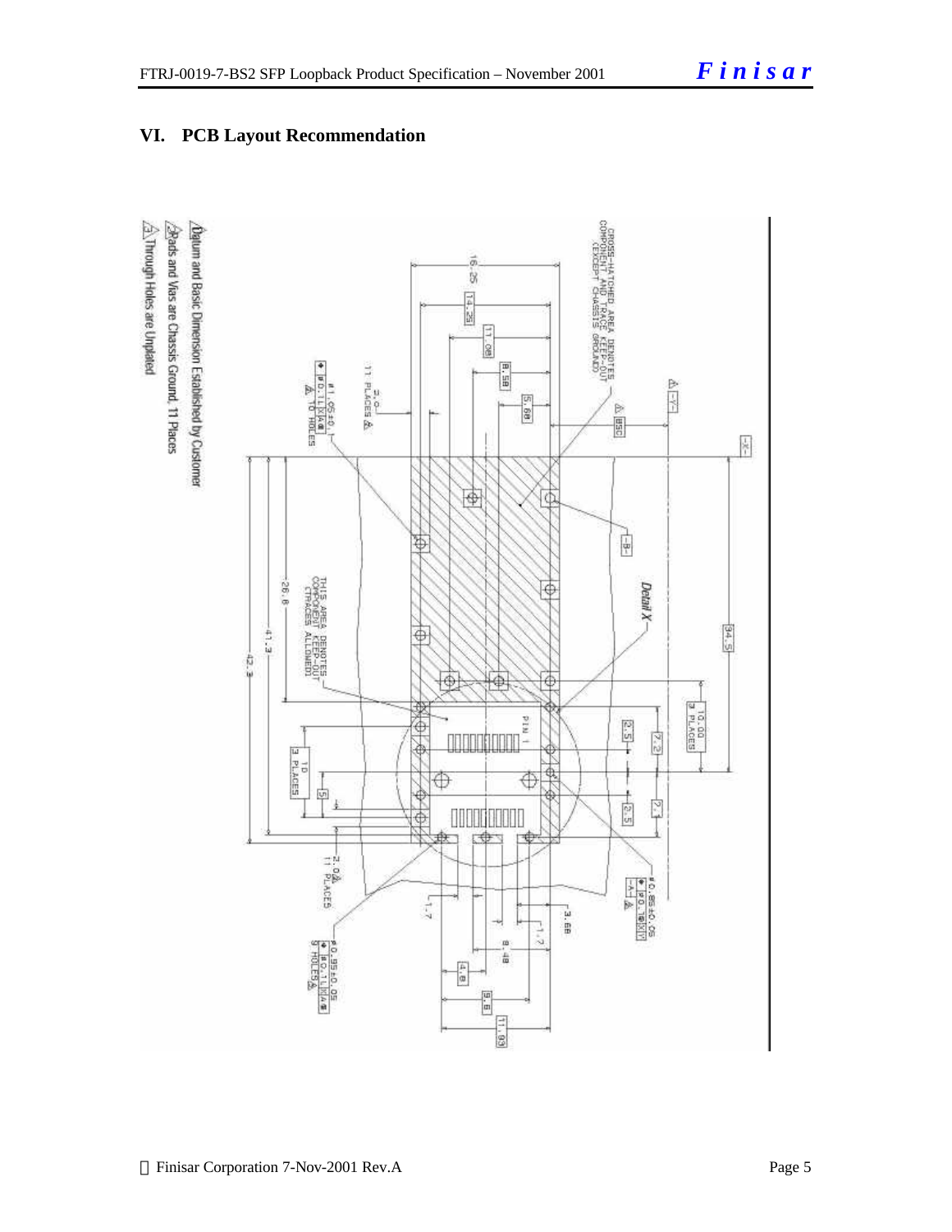## VI. PCB Layout Recommendation

1. Datum and Basic Dimension Established by Customer
2. Pads and Vias are Chassis Ground, 11 Places
3. Through Holes are Unplated

CROSS-HATCHED AREA DENOTES COMPONENT AND TRACE KEEP-OUT (EXCEPT CHASSIS GROUND)

THIS AREA DENOTES COMPONENT KEEP-OUT (TRACES ALLOWED)

Detail X

PIN 1

ø1.05±0.1
⌖ ø0.1 Ⓛ A Ⓢ
3 10 HOLES

2.0
11 PLACES 2

ø0.85±0.05
⌖ ø0.1 Ⓜ X Y
-A- 3

ø0.85±0.05
⌖ ø0.1 Ⓛ A Ⓢ
9 HOLES 3

2.0
11 PLACES

16.25, 14.25, 11.08, 8.58, 5.68, BSC, -X-, -Y-, -B-, 34.5, 10.00 3 PLACES, 7.2, 2.5, 2.5, 2.1, 26.8, 41.3, 42.3, 10 3 PLACES, 5, 1.7, 1.7, 3.68, 8.48, 4.8, 9.6, 11.93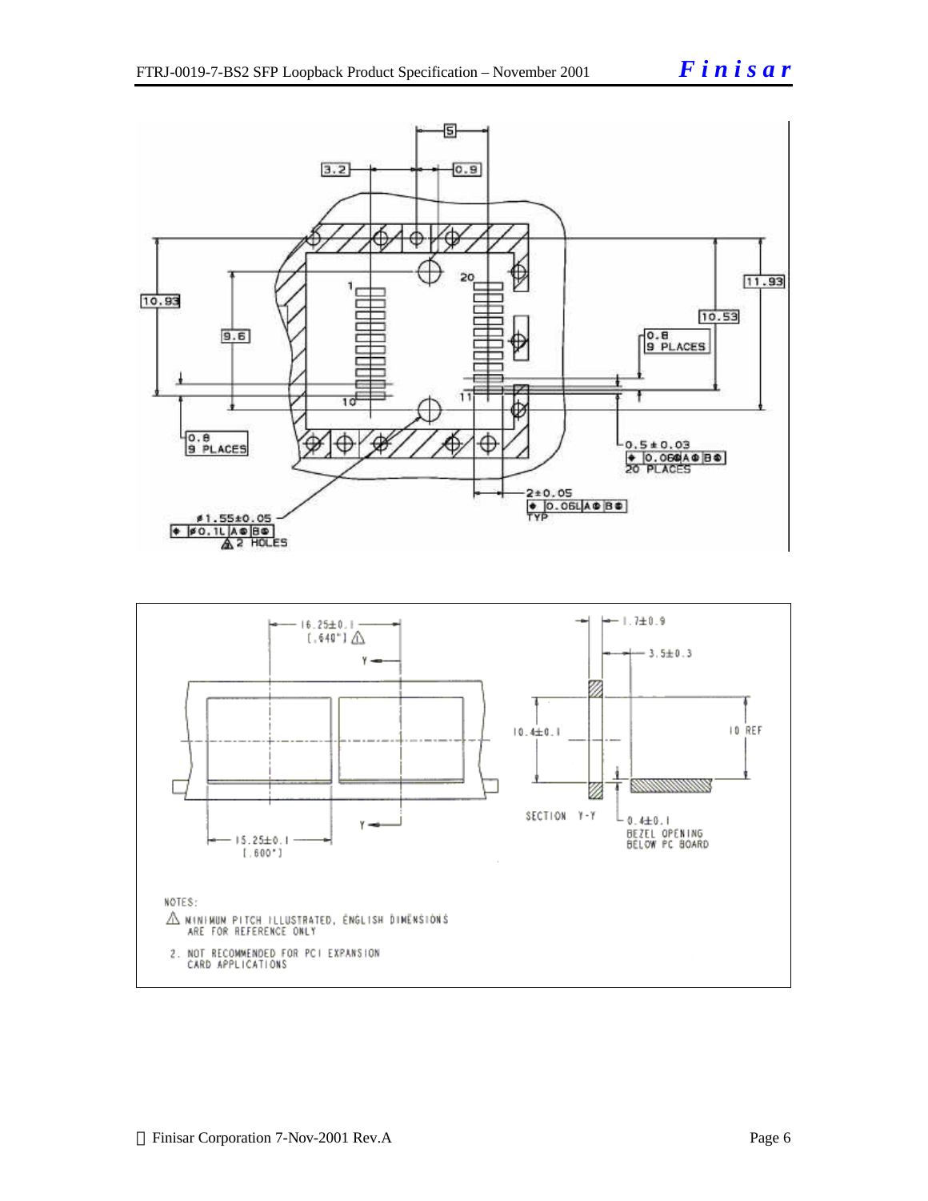NOTES:

⚠ MINIMUM PITCH ILLUSTRATED, ENGLISH DIMENSIONS ARE FOR REFERENCE ONLY

2. NOT RECOMMENDED FOR PCI EXPANSION CARD APPLICATIONS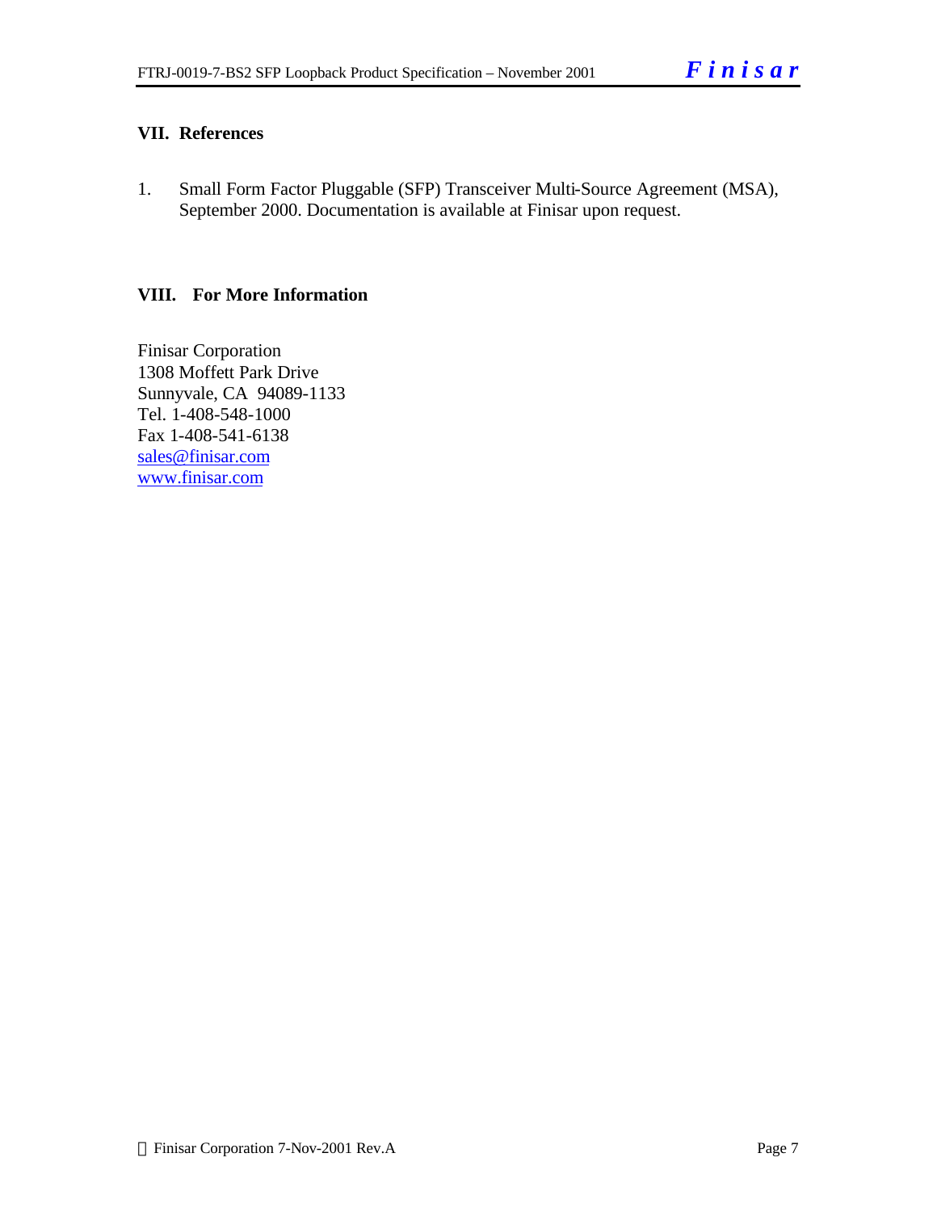## VII. References

1. Small Form Factor Pluggable (SFP) Transceiver Multi-Source Agreement (MSA), September 2000. Documentation is available at Finisar upon request.

## VIII. For More Information

Finisar Corporation
1308 Moffett Park Drive
Sunnyvale, CA 94089-1133
Tel. 1-408-548-1000
Fax 1-408-541-6138
sales@finisar.com
www.finisar.com